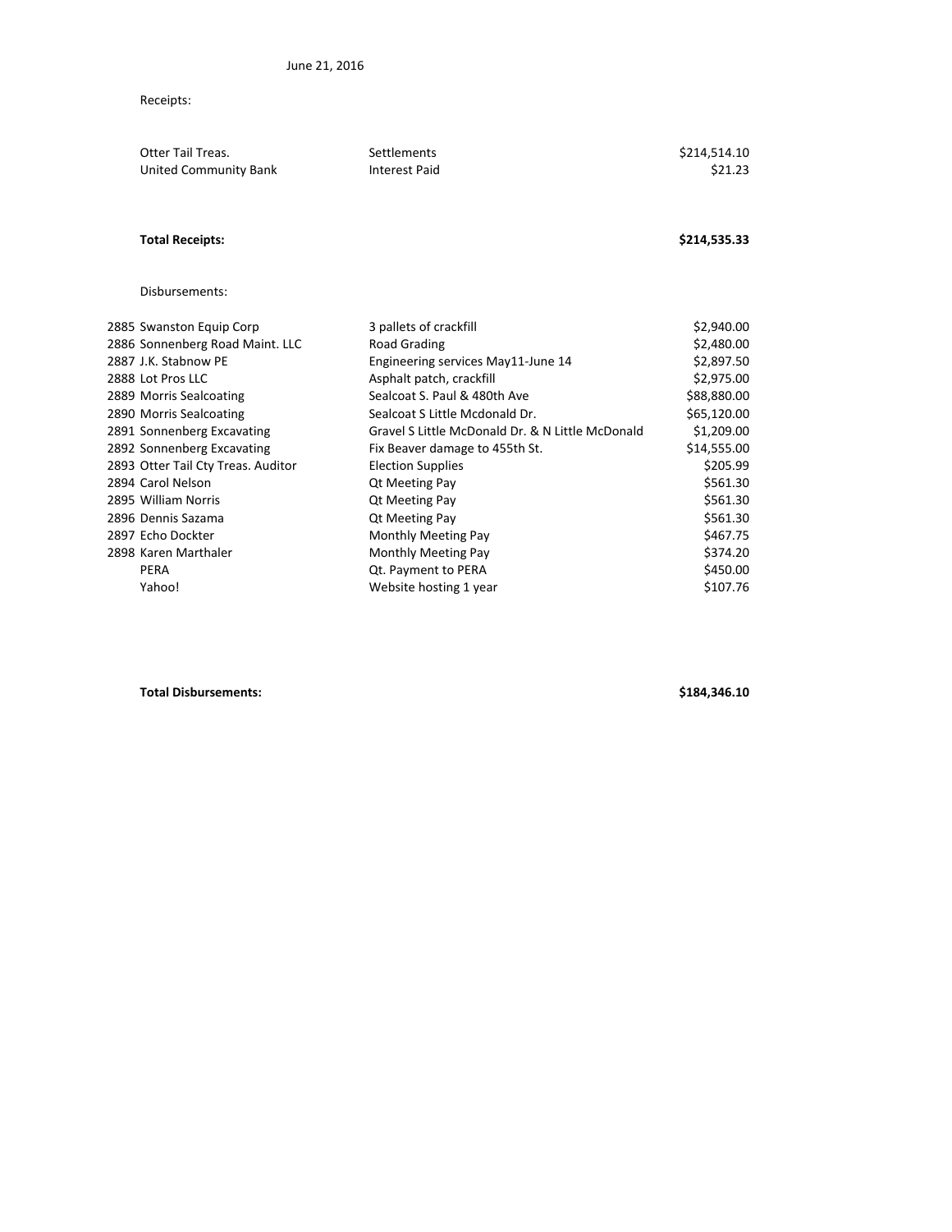June 21, 2016

Receipts:

| | | |
|---|---|---|
| Otter Tail Treas. | Settlements | $214,514.10 |
| United Community Bank | Interest Paid | $21.23 |
| **Total Receipts:** | | **$214,535.33** |

Disbursements:

| | | |
|---|---|---|
| 2885 Swanston Equip Corp | 3 pallets of crackfill | $2,940.00 |
| 2886 Sonnenberg Road Maint. LLC | Road Grading | $2,480.00 |
| 2887 J.K. Stabnow PE | Engineering services May11-June 14 | $2,897.50 |
| 2888 Lot Pros LLC | Asphalt patch, crackfill | $2,975.00 |
| 2889 Morris Sealcoating | Sealcoat S. Paul & 480th Ave | $88,880.00 |
| 2890 Morris Sealcoating | Sealcoat S Little Mcdonald Dr. | $65,120.00 |
| 2891 Sonnenberg Excavating | Gravel S Little McDonald Dr. & N Little McDonald | $1,209.00 |
| 2892 Sonnenberg Excavating | Fix Beaver damage to 455th St. | $14,555.00 |
| 2893 Otter Tail Cty Treas. Auditor | Election Supplies | $205.99 |
| 2894 Carol Nelson | Qt Meeting Pay | $561.30 |
| 2895 William Norris | Qt Meeting Pay | $561.30 |
| 2896 Dennis Sazama | Qt Meeting Pay | $561.30 |
| 2897 Echo Dockter | Monthly Meeting Pay | $467.75 |
| 2898 Karen Marthaler | Monthly Meeting Pay | $374.20 |
| PERA | Qt. Payment to PERA | $450.00 |
| Yahoo! | Website hosting 1 year | $107.76 |
| **Total Disbursements:** | | **$184,346.10** |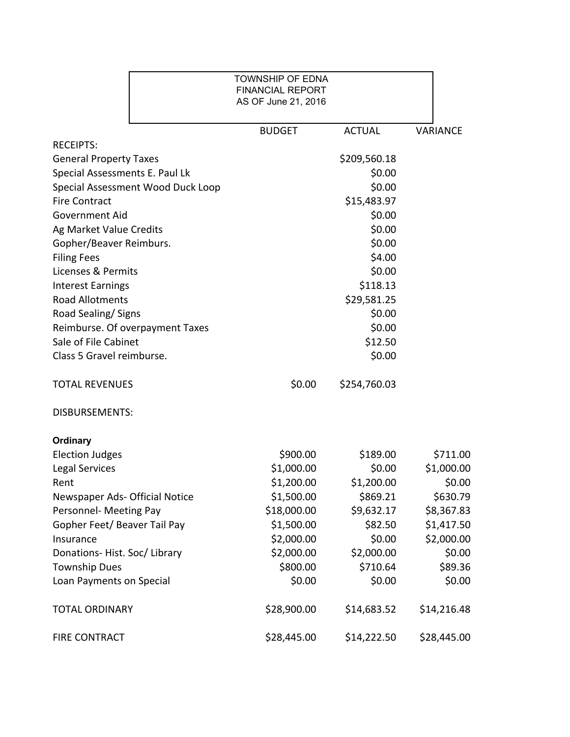TOWNSHIP OF EDNA
FINANCIAL REPORT
AS OF June 21, 2016

| | BUDGET | ACTUAL | VARIANCE |
|---|---|---|---|
| RECEIPTS: | | | |
| General Property Taxes | | $209,560.18 | |
| Special Assessments E. Paul Lk | | $0.00 | |
| Special Assessment Wood Duck Loop | | $0.00 | |
| Fire Contract | | $15,483.97 | |
| Government Aid | | $0.00 | |
| Ag Market Value Credits | | $0.00 | |
| Gopher/Beaver Reimburs. | | $0.00 | |
| Filing Fees | | $4.00 | |
| Licenses & Permits | | $0.00 | |
| Interest Earnings | | $118.13 | |
| Road Allotments | | $29,581.25 | |
| Road Sealing/ Signs | | $0.00 | |
| Reimburse. Of overpayment Taxes | | $0.00 | |
| Sale of File Cabinet | | $12.50 | |
| Class 5 Gravel reimburse. | | $0.00 | |
| TOTAL REVENUES | $0.00 | $254,760.03 | |
| DISBURSEMENTS: | | | |
| **Ordinary** | | | |
| Election Judges | $900.00 | $189.00 | $711.00 |
| Legal Services | $1,000.00 | $0.00 | $1,000.00 |
| Rent | $1,200.00 | $1,200.00 | $0.00 |
| Newspaper Ads- Official Notice | $1,500.00 | $869.21 | $630.79 |
| Personnel- Meeting Pay | $18,000.00 | $9,632.17 | $8,367.83 |
| Gopher Feet/ Beaver Tail Pay | $1,500.00 | $82.50 | $1,417.50 |
| Insurance | $2,000.00 | $0.00 | $2,000.00 |
| Donations- Hist. Soc/ Library | $2,000.00 | $2,000.00 | $0.00 |
| Township Dues | $800.00 | $710.64 | $89.36 |
| Loan Payments on Special | $0.00 | $0.00 | $0.00 |
| TOTAL ORDINARY | $28,900.00 | $14,683.52 | $14,216.48 |
| FIRE CONTRACT | $28,445.00 | $14,222.50 | $28,445.00 |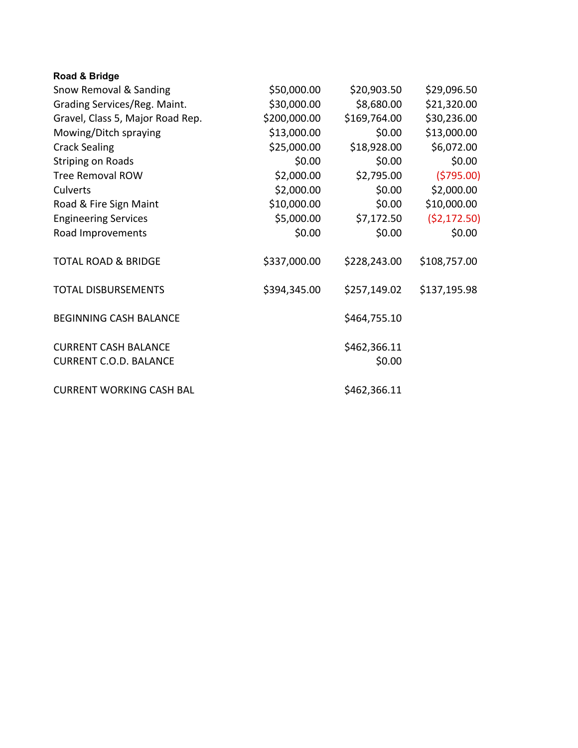| | | | |
|---|---|---|---|
| **Road & Bridge** | | | |
| Snow Removal & Sanding | $50,000.00 | $20,903.50 | $29,096.50 |
| Grading Services/Reg. Maint. | $30,000.00 | $8,680.00 | $21,320.00 |
| Gravel, Class 5, Major Road Rep. | $200,000.00 | $169,764.00 | $30,236.00 |
| Mowing/Ditch spraying | $13,000.00 | $0.00 | $13,000.00 |
| Crack Sealing | $25,000.00 | $18,928.00 | $6,072.00 |
| Striping on Roads | $0.00 | $0.00 | $0.00 |
| Tree Removal ROW | $2,000.00 | $2,795.00 | ($795.00) |
| Culverts | $2,000.00 | $0.00 | $2,000.00 |
| Road & Fire Sign Maint | $10,000.00 | $0.00 | $10,000.00 |
| Engineering Services | $5,000.00 | $7,172.50 | ($2,172.50) |
| Road Improvements | $0.00 | $0.00 | $0.00 |
| | | | |
| TOTAL ROAD & BRIDGE | $337,000.00 | $228,243.00 | $108,757.00 |
| | | | |
| TOTAL DISBURSEMENTS | $394,345.00 | $257,149.02 | $137,195.98 |
| | | | |
| BEGINNING CASH BALANCE | | $464,755.10 | |
| | | | |
| CURRENT CASH BALANCE | | $462,366.11 | |
| CURRENT C.O.D. BALANCE | | $0.00 | |
| | | | |
| CURRENT WORKING CASH BAL | | $462,366.11 | |